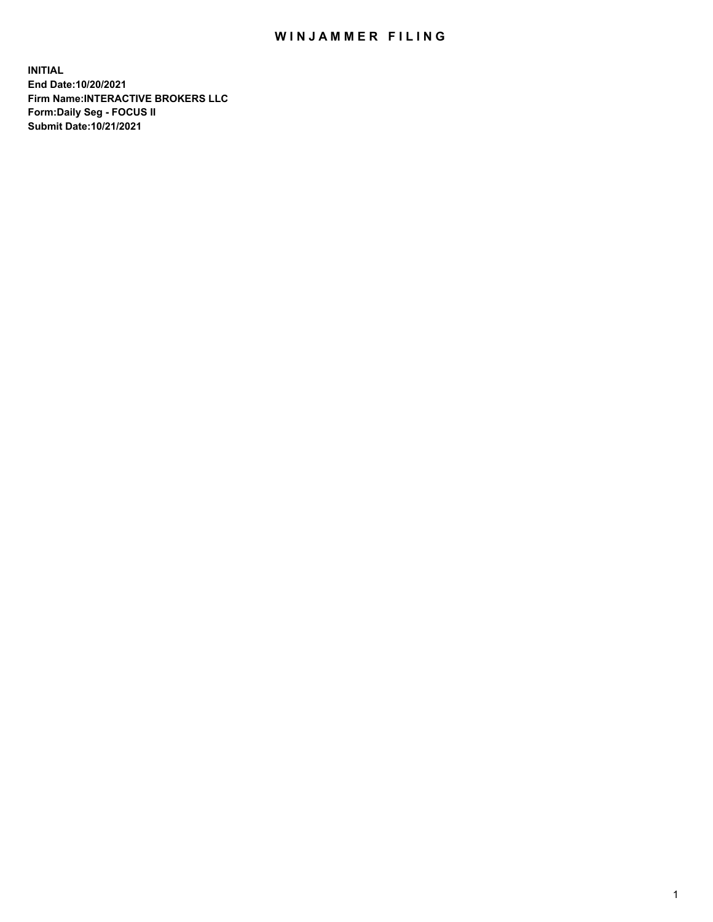# WINJAMMER FILING

**INITIAL**
**End Date:10/20/2021**
**Firm Name:INTERACTIVE BROKERS LLC**
**Form:Daily Seg - FOCUS II**
**Submit Date:10/21/2021**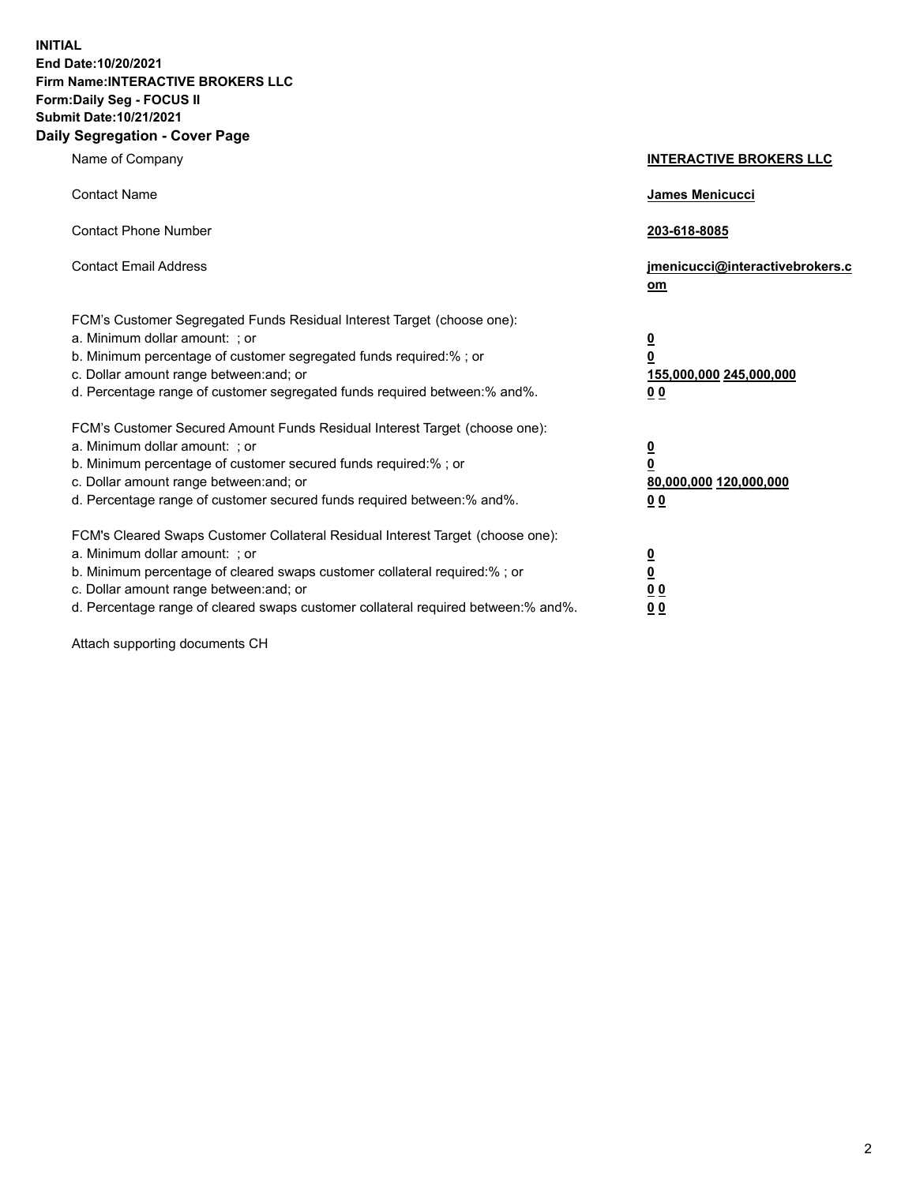**INITIAL**
**End Date:10/20/2021**
**Firm Name:INTERACTIVE BROKERS LLC**
**Form:Daily Seg - FOCUS II**
**Submit Date:10/21/2021**

## Daily Segregation - Cover Page

| | |
|---|---|
| Name of Company | **INTERACTIVE BROKERS LLC** |
| Contact Name | **James Menicucci** |
| Contact Phone Number | **203-618-8085** |
| Contact Email Address | **jmenicucci@interactivebrokers.com** |

FCM's Customer Segregated Funds Residual Interest Target (choose one):

| | |
|---|---|
| a. Minimum dollar amount: ; or | **0** |
| b. Minimum percentage of customer segregated funds required:% ; or | **0** |
| c. Dollar amount range between:and; or | **155,000,000** **245,000,000** |
| d. Percentage range of customer segregated funds required between:% and%. | **0** **0** |

FCM's Customer Secured Amount Funds Residual Interest Target (choose one):

| | |
|---|---|
| a. Minimum dollar amount: ; or | **0** |
| b. Minimum percentage of customer secured funds required:% ; or | **0** |
| c. Dollar amount range between:and; or | **80,000,000** **120,000,000** |
| d. Percentage range of customer secured funds required between:% and%. | **0** **0** |

FCM's Cleared Swaps Customer Collateral Residual Interest Target (choose one):

| | |
|---|---|
| a. Minimum dollar amount: ; or | **0** |
| b. Minimum percentage of cleared swaps customer collateral required:% ; or | **0** |
| c. Dollar amount range between:and; or | **0** **0** |
| d. Percentage range of cleared swaps customer collateral required between:% and%. | **0** **0** |

Attach supporting documents CH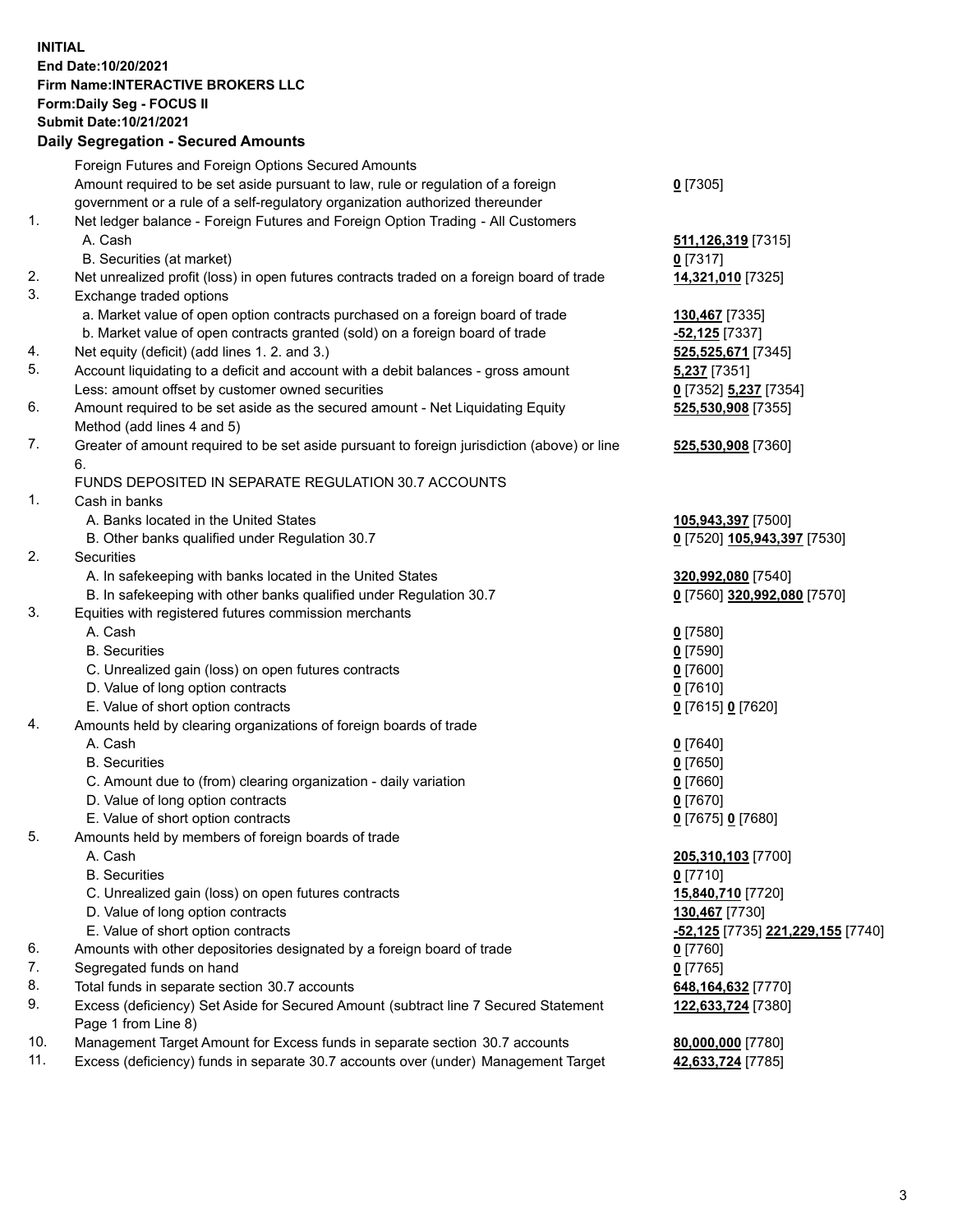**INITIAL**
**End Date:10/20/2021**
**Firm Name:INTERACTIVE BROKERS LLC**
**Form:Daily Seg - FOCUS II**
**Submit Date:10/21/2021**

**Daily Segregation - Secured Amounts**

| | | |
|---|---|---|
| | Foreign Futures and Foreign Options Secured Amounts | |
| | Amount required to be set aside pursuant to law, rule or regulation of a foreign government or a rule of a self-regulatory organization authorized thereunder | **0** [7305] |
| 1. | Net ledger balance - Foreign Futures and Foreign Option Trading - All Customers | |
| | A. Cash | **511,126,319** [7315] |
| | B. Securities (at market) | **0** [7317] |
| 2. | Net unrealized profit (loss) in open futures contracts traded on a foreign board of trade | **14,321,010** [7325] |
| 3. | Exchange traded options | |
| | a. Market value of open option contracts purchased on a foreign board of trade | **130,467** [7335] |
| | b. Market value of open contracts granted (sold) on a foreign board of trade | **-52,125** [7337] |
| 4. | Net equity (deficit) (add lines 1. 2. and 3.) | **525,525,671** [7345] |
| 5. | Account liquidating to a deficit and account with a debit balances - gross amount | **5,237** [7351] |
| | Less: amount offset by customer owned securities | **0** [7352] **5,237** [7354] |
| 6. | Amount required to be set aside as the secured amount - Net Liquidating Equity Method (add lines 4 and 5) | **525,530,908** [7355] |
| 7. | Greater of amount required to be set aside pursuant to foreign jurisdiction (above) or line 6. | **525,530,908** [7360] |
| | FUNDS DEPOSITED IN SEPARATE REGULATION 30.7 ACCOUNTS | |
| 1. | Cash in banks | |
| | A. Banks located in the United States | **105,943,397** [7500] |
| | B. Other banks qualified under Regulation 30.7 | **0** [7520] **105,943,397** [7530] |
| 2. | Securities | |
| | A. In safekeeping with banks located in the United States | **320,992,080** [7540] |
| | B. In safekeeping with other banks qualified under Regulation 30.7 | **0** [7560] **320,992,080** [7570] |
| 3. | Equities with registered futures commission merchants | |
| | A. Cash | **0** [7580] |
| | B. Securities | **0** [7590] |
| | C. Unrealized gain (loss) on open futures contracts | **0** [7600] |
| | D. Value of long option contracts | **0** [7610] |
| | E. Value of short option contracts | **0** [7615] **0** [7620] |
| 4. | Amounts held by clearing organizations of foreign boards of trade | |
| | A. Cash | **0** [7640] |
| | B. Securities | **0** [7650] |
| | C. Amount due to (from) clearing organization - daily variation | **0** [7660] |
| | D. Value of long option contracts | **0** [7670] |
| | E. Value of short option contracts | **0** [7675] **0** [7680] |
| 5. | Amounts held by members of foreign boards of trade | |
| | A. Cash | **205,310,103** [7700] |
| | B. Securities | **0** [7710] |
| | C. Unrealized gain (loss) on open futures contracts | **15,840,710** [7720] |
| | D. Value of long option contracts | **130,467** [7730] |
| | E. Value of short option contracts | **-52,125** [7735] **221,229,155** [7740] |
| 6. | Amounts with other depositories designated by a foreign board of trade | **0** [7760] |
| 7. | Segregated funds on hand | **0** [7765] |
| 8. | Total funds in separate section 30.7 accounts | **648,164,632** [7770] |
| 9. | Excess (deficiency) Set Aside for Secured Amount (subtract line 7 Secured Statement Page 1 from Line 8) | **122,633,724** [7380] |
| 10. | Management Target Amount for Excess funds in separate section 30.7 accounts | **80,000,000** [7780] |
| 11. | Excess (deficiency) funds in separate 30.7 accounts over (under) Management Target | **42,633,724** [7785] |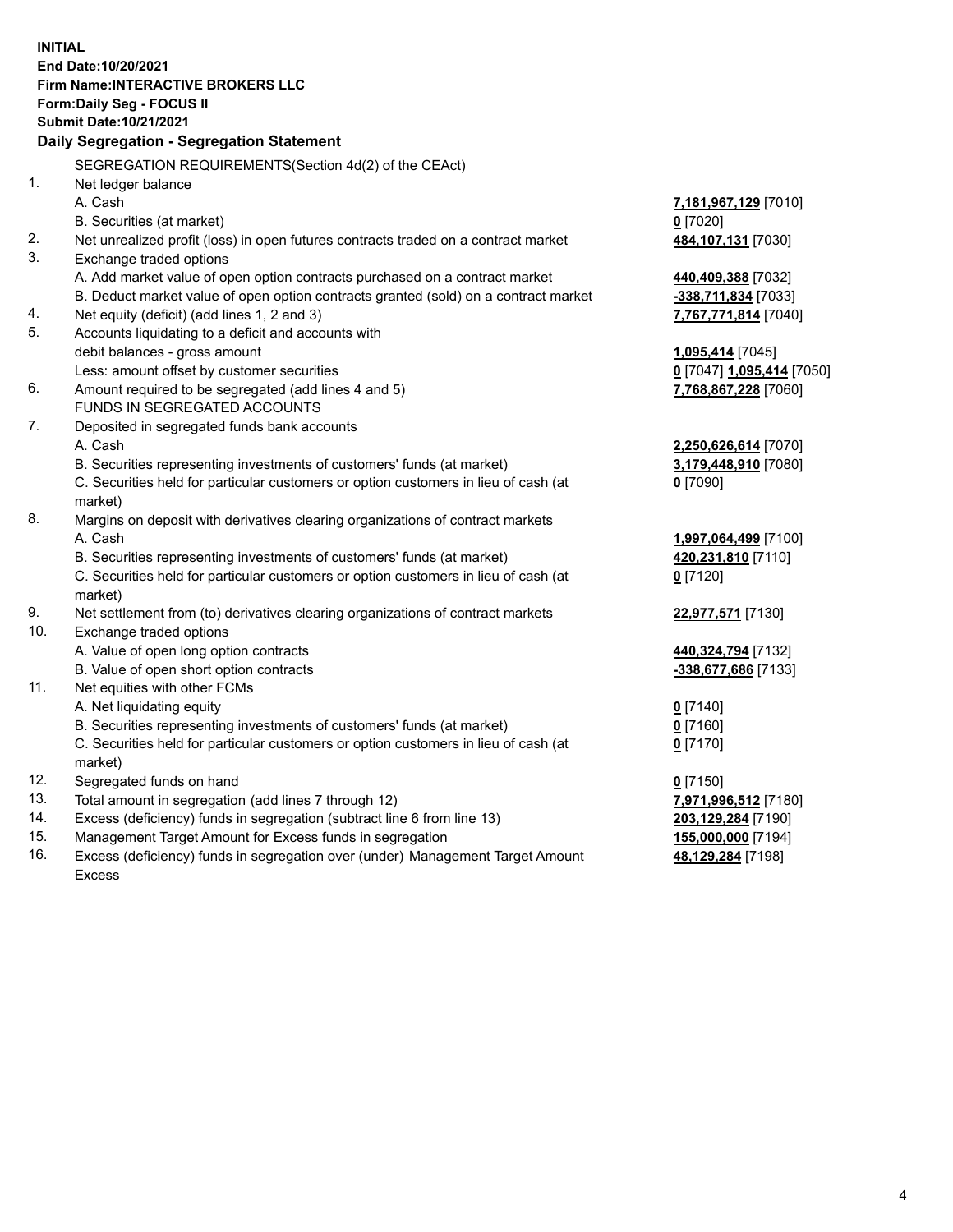**INITIAL**
**End Date:10/20/2021**
**Firm Name:INTERACTIVE BROKERS LLC**
**Form:Daily Seg - FOCUS II**
**Submit Date:10/21/2021**

**Daily Segregation - Segregation Statement**

SEGREGATION REQUIREMENTS(Section 4d(2) of the CEAct)

| | | |
|---|---|---|
| 1. | Net ledger balance | |
| | A. Cash | **7,181,967,129** [7010] |
| | B. Securities (at market) | **0** [7020] |
| 2. | Net unrealized profit (loss) in open futures contracts traded on a contract market | **484,107,131** [7030] |
| 3. | Exchange traded options | |
| | A. Add market value of open option contracts purchased on a contract market | **440,409,388** [7032] |
| | B. Deduct market value of open option contracts granted (sold) on a contract market | **-338,711,834** [7033] |
| 4. | Net equity (deficit) (add lines 1, 2 and 3) | **7,767,771,814** [7040] |
| 5. | Accounts liquidating to a deficit and accounts with debit balances - gross amount | **1,095,414** [7045] |
| | Less: amount offset by customer securities | **0** [7047] **1,095,414** [7050] |
| 6. | Amount required to be segregated (add lines 4 and 5) | **7,768,867,228** [7060] |
| | FUNDS IN SEGREGATED ACCOUNTS | |
| 7. | Deposited in segregated funds bank accounts | |
| | A. Cash | **2,250,626,614** [7070] |
| | B. Securities representing investments of customers' funds (at market) | **3,179,448,910** [7080] |
| | C. Securities held for particular customers or option customers in lieu of cash (at market) | **0** [7090] |
| 8. | Margins on deposit with derivatives clearing organizations of contract markets | |
| | A. Cash | **1,997,064,499** [7100] |
| | B. Securities representing investments of customers' funds (at market) | **420,231,810** [7110] |
| | C. Securities held for particular customers or option customers in lieu of cash (at market) | **0** [7120] |
| 9. | Net settlement from (to) derivatives clearing organizations of contract markets | **22,977,571** [7130] |
| 10. | Exchange traded options | |
| | A. Value of open long option contracts | **440,324,794** [7132] |
| | B. Value of open short option contracts | **-338,677,686** [7133] |
| 11. | Net equities with other FCMs | |
| | A. Net liquidating equity | **0** [7140] |
| | B. Securities representing investments of customers' funds (at market) | **0** [7160] |
| | C. Securities held for particular customers or option customers in lieu of cash (at market) | **0** [7170] |
| 12. | Segregated funds on hand | **0** [7150] |
| 13. | Total amount in segregation (add lines 7 through 12) | **7,971,996,512** [7180] |
| 14. | Excess (deficiency) funds in segregation (subtract line 6 from line 13) | **203,129,284** [7190] |
| 15. | Management Target Amount for Excess funds in segregation | **155,000,000** [7194] |
| 16. | Excess (deficiency) funds in segregation over (under) Management Target Amount Excess | **48,129,284** [7198] |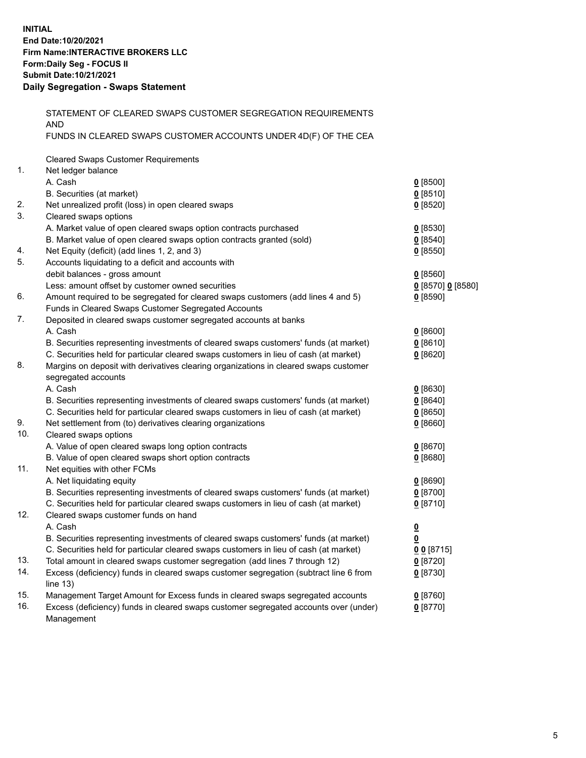**INITIAL**
**End Date:10/20/2021**
**Firm Name:INTERACTIVE BROKERS LLC**
**Form:Daily Seg - FOCUS II**
**Submit Date:10/21/2021**
**Daily Segregation - Swaps Statement**

STATEMENT OF CLEARED SWAPS CUSTOMER SEGREGATION REQUIREMENTS AND FUNDS IN CLEARED SWAPS CUSTOMER ACCOUNTS UNDER 4D(F) OF THE CEA

| | | |
|---|---|---|
| | Cleared Swaps Customer Requirements | |
| 1. | Net ledger balance | |
| | A. Cash | 0 [8500] |
| | B. Securities (at market) | 0 [8510] |
| 2. | Net unrealized profit (loss) in open cleared swaps | 0 [8520] |
| 3. | Cleared swaps options | |
| | A. Market value of open cleared swaps option contracts purchased | 0 [8530] |
| | B. Market value of open cleared swaps option contracts granted (sold) | 0 [8540] |
| 4. | Net Equity (deficit) (add lines 1, 2, and 3) | 0 [8550] |
| 5. | Accounts liquidating to a deficit and accounts with | |
| | debit balances - gross amount | 0 [8560] |
| | Less: amount offset by customer owned securities | 0 [8570] 0 [8580] |
| 6. | Amount required to be segregated for cleared swaps customers (add lines 4 and 5) | 0 [8590] |
| | Funds in Cleared Swaps Customer Segregated Accounts | |
| 7. | Deposited in cleared swaps customer segregated accounts at banks | |
| | A. Cash | 0 [8600] |
| | B. Securities representing investments of cleared swaps customers' funds (at market) | 0 [8610] |
| | C. Securities held for particular cleared swaps customers in lieu of cash (at market) | 0 [8620] |
| 8. | Margins on deposit with derivatives clearing organizations in cleared swaps customer segregated accounts | |
| | A. Cash | 0 [8630] |
| | B. Securities representing investments of cleared swaps customers' funds (at market) | 0 [8640] |
| | C. Securities held for particular cleared swaps customers in lieu of cash (at market) | 0 [8650] |
| 9. | Net settlement from (to) derivatives clearing organizations | 0 [8660] |
| 10. | Cleared swaps options | |
| | A. Value of open cleared swaps long option contracts | 0 [8670] |
| | B. Value of open cleared swaps short option contracts | 0 [8680] |
| 11. | Net equities with other FCMs | |
| | A. Net liquidating equity | 0 [8690] |
| | B. Securities representing investments of cleared swaps customers' funds (at market) | 0 [8700] |
| | C. Securities held for particular cleared swaps customers in lieu of cash (at market) | 0 [8710] |
| 12. | Cleared swaps customer funds on hand | |
| | A. Cash | 0 |
| | B. Securities representing investments of cleared swaps customers' funds (at market) | 0 |
| | C. Securities held for particular cleared swaps customers in lieu of cash (at market) | 0 0 [8715] |
| 13. | Total amount in cleared swaps customer segregation (add lines 7 through 12) | 0 [8720] |
| 14. | Excess (deficiency) funds in cleared swaps customer segregation (subtract line 6 from line 13) | 0 [8730] |
| 15. | Management Target Amount for Excess funds in cleared swaps segregated accounts | 0 [8760] |
| 16. | Excess (deficiency) funds in cleared swaps customer segregated accounts over (under) Management | 0 [8770] |